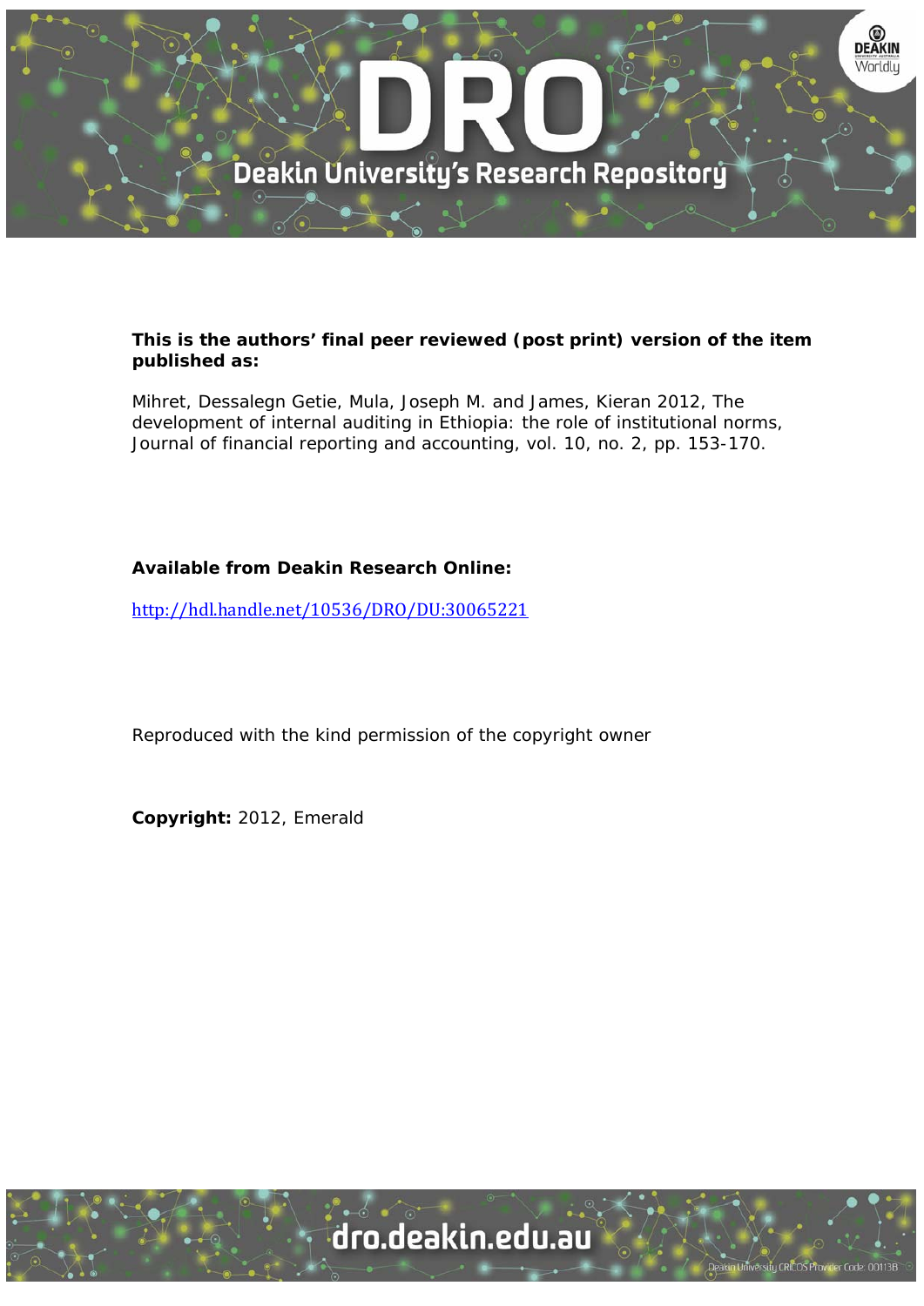**This is the authors' final peer reviewed (post print) version of the item published as:**

Mihret, Dessalegn Getie, Mula, Joseph M. and James, Kieran 2012, The development of internal auditing in Ethiopia: the role of institutional norms, Journal of financial reporting and accounting, vol. 10, no. 2, pp. 153-170.

**Available from Deakin Research Online:**

http://hdl.handle.net/10536/DRO/DU:30065221

Reproduced with the kind permission of the copyright owner

**Copyright:** 2012, Emerald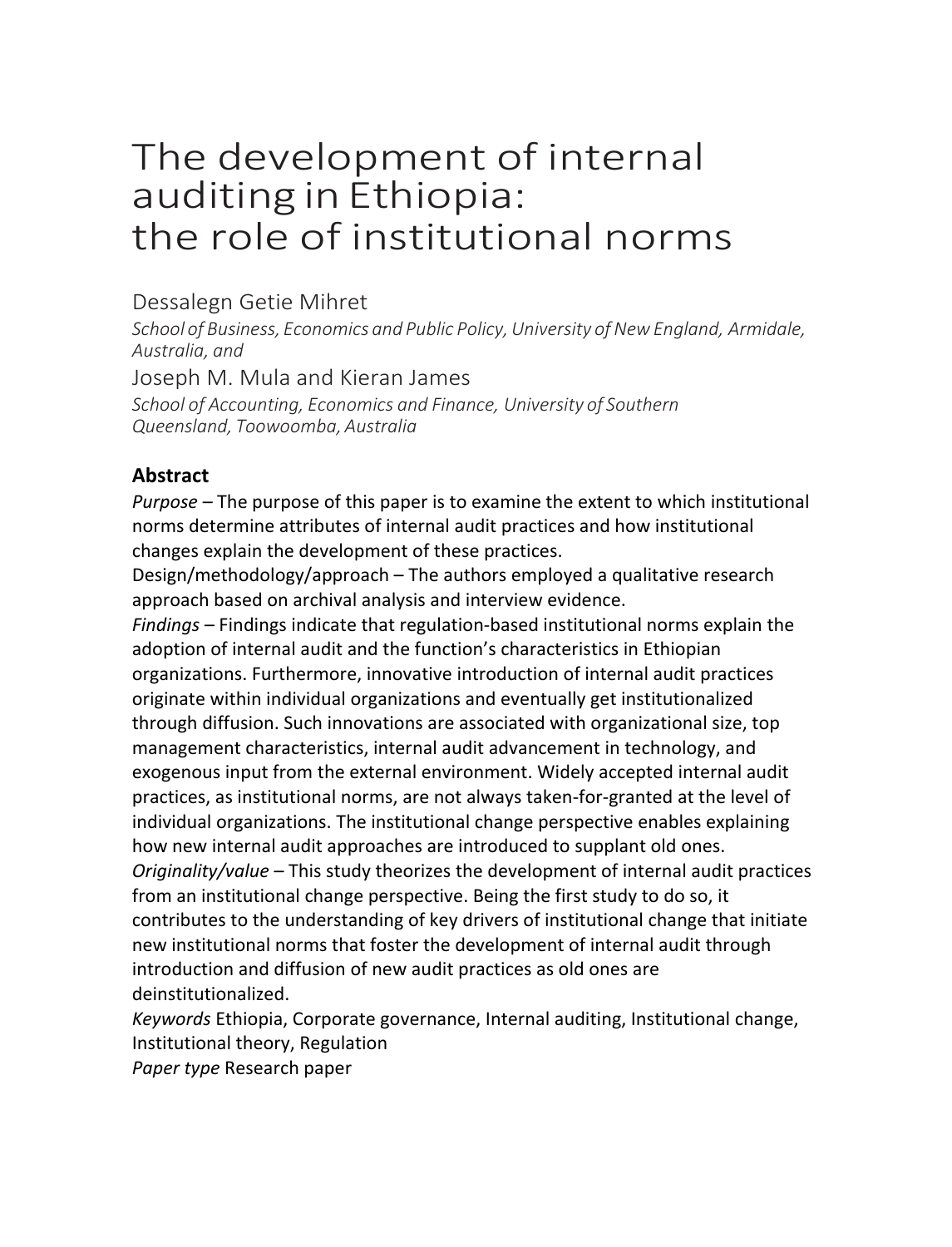# The development of internal auditing in Ethiopia: the role of institutional norms

Dessalegn Getie Mihret

*School of Business, Economics and Public Policy, University of New England, Armidale, Australia, and*

Joseph M. Mula and Kieran James

*School of Accounting, Economics and Finance, University of Southern Queensland, Toowoomba, Australia*

## Abstract

*Purpose* – The purpose of this paper is to examine the extent to which institutional norms determine attributes of internal audit practices and how institutional changes explain the development of these practices.

Design/methodology/approach – The authors employed a qualitative research approach based on archival analysis and interview evidence.

*Findings* – Findings indicate that regulation-based institutional norms explain the adoption of internal audit and the function's characteristics in Ethiopian organizations. Furthermore, innovative introduction of internal audit practices originate within individual organizations and eventually get institutionalized through diffusion. Such innovations are associated with organizational size, top management characteristics, internal audit advancement in technology, and exogenous input from the external environment. Widely accepted internal audit practices, as institutional norms, are not always taken-for-granted at the level of individual organizations. The institutional change perspective enables explaining how new internal audit approaches are introduced to supplant old ones.

*Originality/value* – This study theorizes the development of internal audit practices from an institutional change perspective. Being the first study to do so, it contributes to the understanding of key drivers of institutional change that initiate new institutional norms that foster the development of internal audit through introduction and diffusion of new audit practices as old ones are deinstitutionalized.

*Keywords* Ethiopia, Corporate governance, Internal auditing, Institutional change, Institutional theory, Regulation

*Paper type* Research paper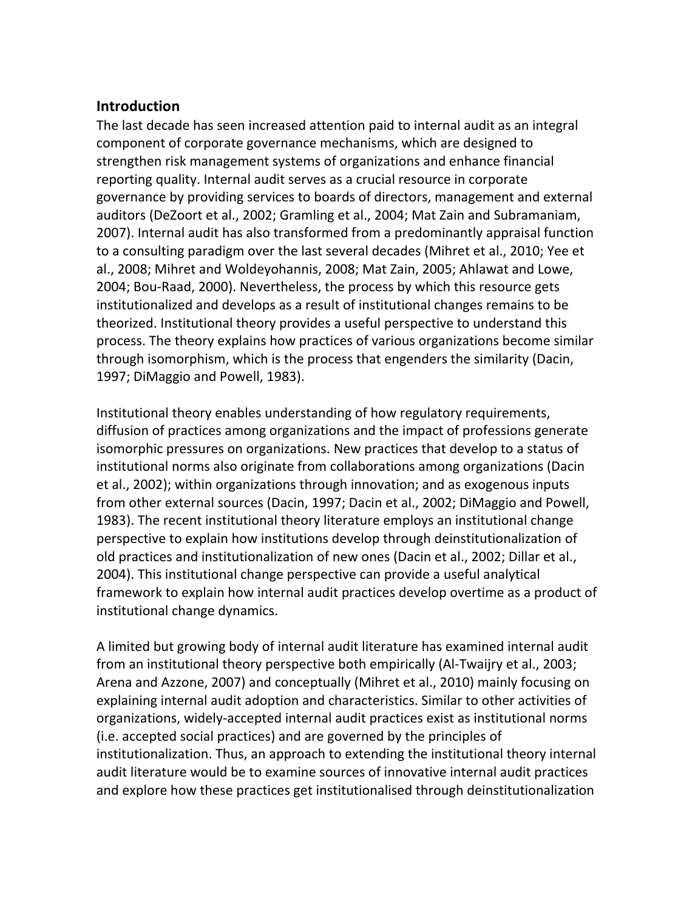## Introduction

The last decade has seen increased attention paid to internal audit as an integral component of corporate governance mechanisms, which are designed to strengthen risk management systems of organizations and enhance financial reporting quality. Internal audit serves as a crucial resource in corporate governance by providing services to boards of directors, management and external auditors (DeZoort et al., 2002; Gramling et al., 2004; Mat Zain and Subramaniam, 2007). Internal audit has also transformed from a predominantly appraisal function to a consulting paradigm over the last several decades (Mihret et al., 2010; Yee et al., 2008; Mihret and Woldeyohannis, 2008; Mat Zain, 2005; Ahlawat and Lowe, 2004; Bou-Raad, 2000). Nevertheless, the process by which this resource gets institutionalized and develops as a result of institutional changes remains to be theorized. Institutional theory provides a useful perspective to understand this process. The theory explains how practices of various organizations become similar through isomorphism, which is the process that engenders the similarity (Dacin, 1997; DiMaggio and Powell, 1983).

Institutional theory enables understanding of how regulatory requirements, diffusion of practices among organizations and the impact of professions generate isomorphic pressures on organizations. New practices that develop to a status of institutional norms also originate from collaborations among organizations (Dacin et al., 2002); within organizations through innovation; and as exogenous inputs from other external sources (Dacin, 1997; Dacin et al., 2002; DiMaggio and Powell, 1983). The recent institutional theory literature employs an institutional change perspective to explain how institutions develop through deinstitutionalization of old practices and institutionalization of new ones (Dacin et al., 2002; Dillar et al., 2004). This institutional change perspective can provide a useful analytical framework to explain how internal audit practices develop overtime as a product of institutional change dynamics.

A limited but growing body of internal audit literature has examined internal audit from an institutional theory perspective both empirically (Al-Twaijry et al., 2003; Arena and Azzone, 2007) and conceptually (Mihret et al., 2010) mainly focusing on explaining internal audit adoption and characteristics. Similar to other activities of organizations, widely-accepted internal audit practices exist as institutional norms (i.e. accepted social practices) and are governed by the principles of institutionalization. Thus, an approach to extending the institutional theory internal audit literature would be to examine sources of innovative internal audit practices and explore how these practices get institutionalised through deinstitutionalization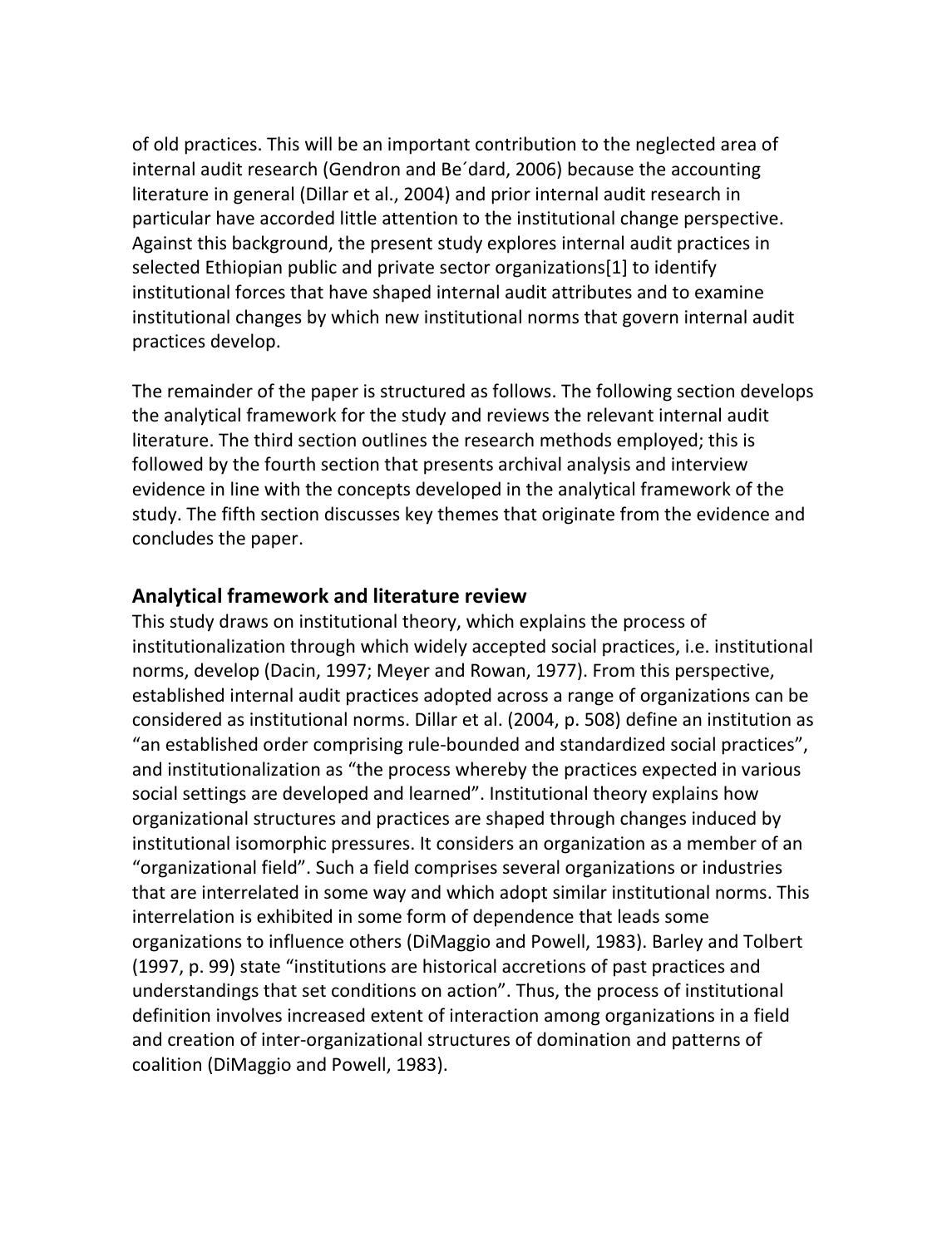of old practices. This will be an important contribution to the neglected area of internal audit research (Gendron and Be´dard, 2006) because the accounting literature in general (Dillar et al., 2004) and prior internal audit research in particular have accorded little attention to the institutional change perspective. Against this background, the present study explores internal audit practices in selected Ethiopian public and private sector organizations[1] to identify institutional forces that have shaped internal audit attributes and to examine institutional changes by which new institutional norms that govern internal audit practices develop.

The remainder of the paper is structured as follows. The following section develops the analytical framework for the study and reviews the relevant internal audit literature. The third section outlines the research methods employed; this is followed by the fourth section that presents archival analysis and interview evidence in line with the concepts developed in the analytical framework of the study. The fifth section discusses key themes that originate from the evidence and concludes the paper.

## Analytical framework and literature review

This study draws on institutional theory, which explains the process of institutionalization through which widely accepted social practices, i.e. institutional norms, develop (Dacin, 1997; Meyer and Rowan, 1977). From this perspective, established internal audit practices adopted across a range of organizations can be considered as institutional norms. Dillar et al. (2004, p. 508) define an institution as "an established order comprising rule-bounded and standardized social practices", and institutionalization as "the process whereby the practices expected in various social settings are developed and learned". Institutional theory explains how organizational structures and practices are shaped through changes induced by institutional isomorphic pressures. It considers an organization as a member of an "organizational field". Such a field comprises several organizations or industries that are interrelated in some way and which adopt similar institutional norms. This interrelation is exhibited in some form of dependence that leads some organizations to influence others (DiMaggio and Powell, 1983). Barley and Tolbert (1997, p. 99) state "institutions are historical accretions of past practices and understandings that set conditions on action". Thus, the process of institutional definition involves increased extent of interaction among organizations in a field and creation of inter-organizational structures of domination and patterns of coalition (DiMaggio and Powell, 1983).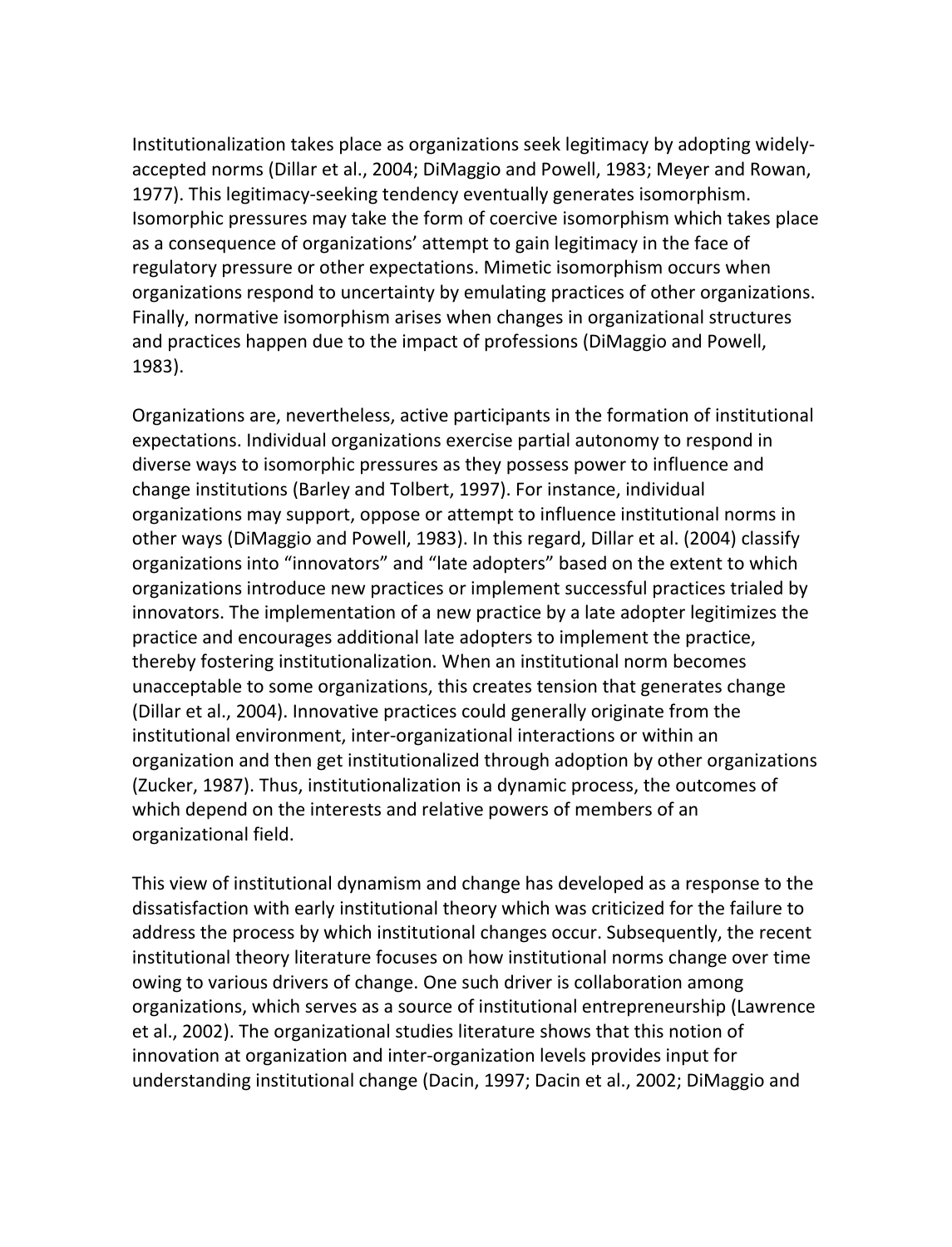Institutionalization takes place as organizations seek legitimacy by adopting widely-accepted norms (Dillar et al., 2004; DiMaggio and Powell, 1983; Meyer and Rowan, 1977). This legitimacy-seeking tendency eventually generates isomorphism. Isomorphic pressures may take the form of coercive isomorphism which takes place as a consequence of organizations' attempt to gain legitimacy in the face of regulatory pressure or other expectations. Mimetic isomorphism occurs when organizations respond to uncertainty by emulating practices of other organizations. Finally, normative isomorphism arises when changes in organizational structures and practices happen due to the impact of professions (DiMaggio and Powell, 1983).

Organizations are, nevertheless, active participants in the formation of institutional expectations. Individual organizations exercise partial autonomy to respond in diverse ways to isomorphic pressures as they possess power to influence and change institutions (Barley and Tolbert, 1997). For instance, individual organizations may support, oppose or attempt to influence institutional norms in other ways (DiMaggio and Powell, 1983). In this regard, Dillar et al. (2004) classify organizations into "innovators" and "late adopters" based on the extent to which organizations introduce new practices or implement successful practices trialed by innovators. The implementation of a new practice by a late adopter legitimizes the practice and encourages additional late adopters to implement the practice, thereby fostering institutionalization. When an institutional norm becomes unacceptable to some organizations, this creates tension that generates change (Dillar et al., 2004). Innovative practices could generally originate from the institutional environment, inter-organizational interactions or within an organization and then get institutionalized through adoption by other organizations (Zucker, 1987). Thus, institutionalization is a dynamic process, the outcomes of which depend on the interests and relative powers of members of an organizational field.

This view of institutional dynamism and change has developed as a response to the dissatisfaction with early institutional theory which was criticized for the failure to address the process by which institutional changes occur. Subsequently, the recent institutional theory literature focuses on how institutional norms change over time owing to various drivers of change. One such driver is collaboration among organizations, which serves as a source of institutional entrepreneurship (Lawrence et al., 2002). The organizational studies literature shows that this notion of innovation at organization and inter-organization levels provides input for understanding institutional change (Dacin, 1997; Dacin et al., 2002; DiMaggio and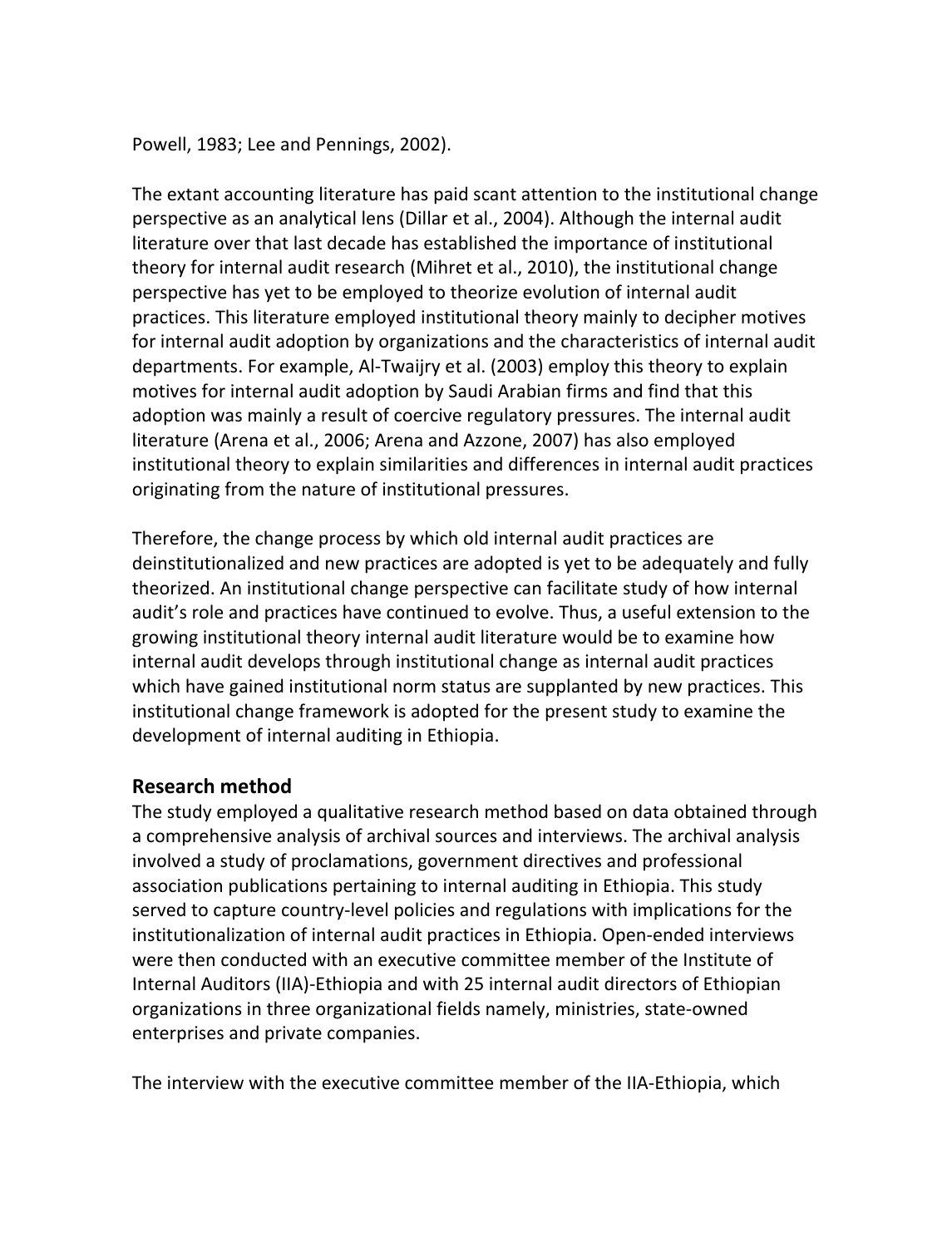Powell, 1983; Lee and Pennings, 2002).

The extant accounting literature has paid scant attention to the institutional change perspective as an analytical lens (Dillar et al., 2004). Although the internal audit literature over that last decade has established the importance of institutional theory for internal audit research (Mihret et al., 2010), the institutional change perspective has yet to be employed to theorize evolution of internal audit practices. This literature employed institutional theory mainly to decipher motives for internal audit adoption by organizations and the characteristics of internal audit departments. For example, Al-Twaijry et al. (2003) employ this theory to explain motives for internal audit adoption by Saudi Arabian firms and find that this adoption was mainly a result of coercive regulatory pressures. The internal audit literature (Arena et al., 2006; Arena and Azzone, 2007) has also employed institutional theory to explain similarities and differences in internal audit practices originating from the nature of institutional pressures.

Therefore, the change process by which old internal audit practices are deinstitutionalized and new practices are adopted is yet to be adequately and fully theorized. An institutional change perspective can facilitate study of how internal audit's role and practices have continued to evolve. Thus, a useful extension to the growing institutional theory internal audit literature would be to examine how internal audit develops through institutional change as internal audit practices which have gained institutional norm status are supplanted by new practices. This institutional change framework is adopted for the present study to examine the development of internal auditing in Ethiopia.

## Research method

The study employed a qualitative research method based on data obtained through a comprehensive analysis of archival sources and interviews. The archival analysis involved a study of proclamations, government directives and professional association publications pertaining to internal auditing in Ethiopia. This study served to capture country-level policies and regulations with implications for the institutionalization of internal audit practices in Ethiopia. Open-ended interviews were then conducted with an executive committee member of the Institute of Internal Auditors (IIA)-Ethiopia and with 25 internal audit directors of Ethiopian organizations in three organizational fields namely, ministries, state-owned enterprises and private companies.

The interview with the executive committee member of the IIA-Ethiopia, which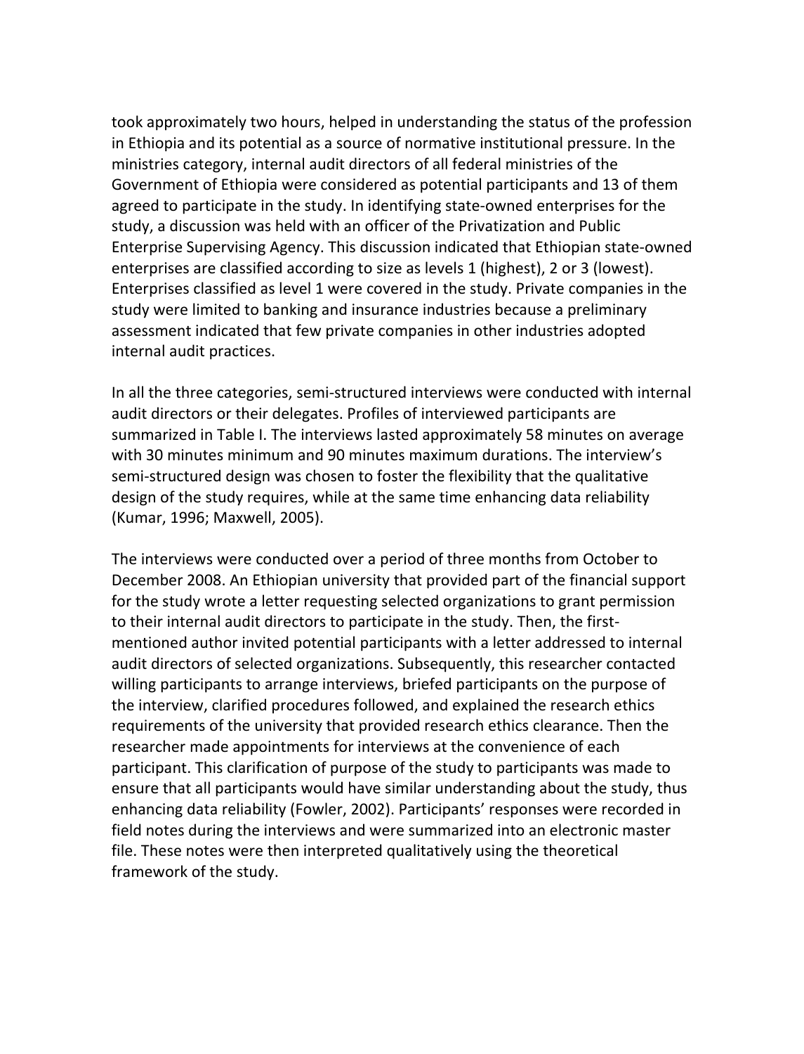took approximately two hours, helped in understanding the status of the profession in Ethiopia and its potential as a source of normative institutional pressure. In the ministries category, internal audit directors of all federal ministries of the Government of Ethiopia were considered as potential participants and 13 of them agreed to participate in the study. In identifying state-owned enterprises for the study, a discussion was held with an officer of the Privatization and Public Enterprise Supervising Agency. This discussion indicated that Ethiopian state-owned enterprises are classified according to size as levels 1 (highest), 2 or 3 (lowest). Enterprises classified as level 1 were covered in the study. Private companies in the study were limited to banking and insurance industries because a preliminary assessment indicated that few private companies in other industries adopted internal audit practices.

In all the three categories, semi-structured interviews were conducted with internal audit directors or their delegates. Profiles of interviewed participants are summarized in Table I. The interviews lasted approximately 58 minutes on average with 30 minutes minimum and 90 minutes maximum durations. The interview's semi-structured design was chosen to foster the flexibility that the qualitative design of the study requires, while at the same time enhancing data reliability (Kumar, 1996; Maxwell, 2005).

The interviews were conducted over a period of three months from October to December 2008. An Ethiopian university that provided part of the financial support for the study wrote a letter requesting selected organizations to grant permission to their internal audit directors to participate in the study. Then, the first-mentioned author invited potential participants with a letter addressed to internal audit directors of selected organizations. Subsequently, this researcher contacted willing participants to arrange interviews, briefed participants on the purpose of the interview, clarified procedures followed, and explained the research ethics requirements of the university that provided research ethics clearance. Then the researcher made appointments for interviews at the convenience of each participant. This clarification of purpose of the study to participants was made to ensure that all participants would have similar understanding about the study, thus enhancing data reliability (Fowler, 2002). Participants' responses were recorded in field notes during the interviews and were summarized into an electronic master file. These notes were then interpreted qualitatively using the theoretical framework of the study.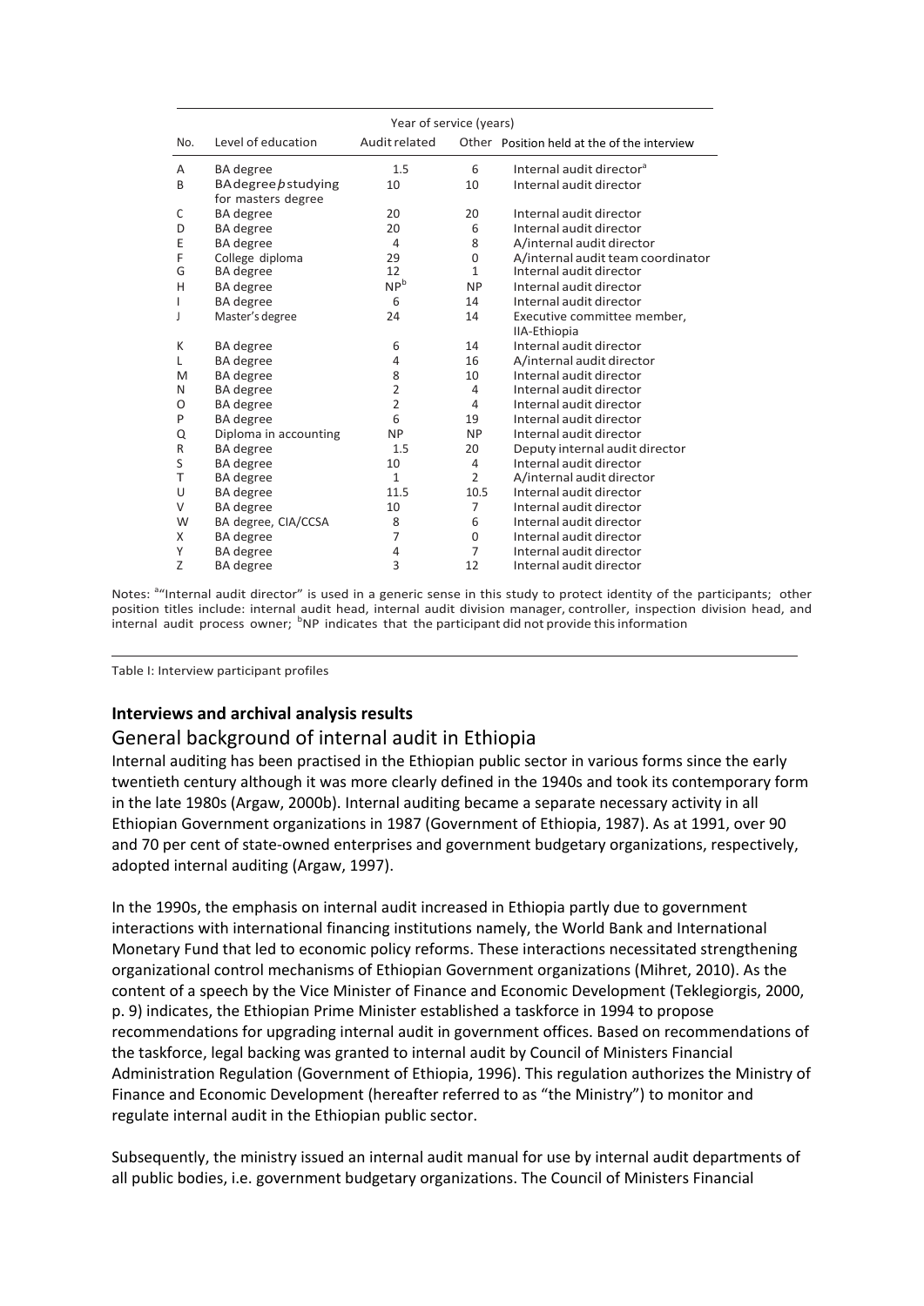| No. | Level of education | Year of service (years) Audit related | Other | Position held at the of the interview |
|---|---|---|---|---|
| A | BA degree | 1.5 | 6 | Internal audit director[a] |
| B | BA degree þ studying for masters degree | 10 | 10 | Internal audit director |
| C | BA degree | 20 | 20 | Internal audit director |
| D | BA degree | 20 | 6 | Internal audit director |
| E | BA degree | 4 | 8 | A/internal audit director |
| F | College diploma | 29 | 0 | A/internal audit team coordinator |
| G | BA degree | 12 | 1 | Internal audit director |
| H | BA degree | NP[b] | NP | Internal audit director |
| I | BA degree | 6 | 14 | Internal audit director |
| J | Master's degree | 24 | 14 | Executive committee member, IIA-Ethiopia |
| K | BA degree | 6 | 14 | Internal audit director |
| L | BA degree | 4 | 16 | A/internal audit director |
| M | BA degree | 8 | 10 | Internal audit director |
| N | BA degree | 2 | 4 | Internal audit director |
| O | BA degree | 2 | 4 | Internal audit director |
| P | BA degree | 6 | 19 | Internal audit director |
| Q | Diploma in accounting | NP | NP | Internal audit director |
| R | BA degree | 1.5 | 20 | Deputy internal audit director |
| S | BA degree | 10 | 4 | Internal audit director |
| T | BA degree | 1 | 2 | A/internal audit director |
| U | BA degree | 11.5 | 10.5 | Internal audit director |
| V | BA degree | 10 | 7 | Internal audit director |
| W | BA degree, CIA/CCSA | 8 | 6 | Internal audit director |
| X | BA degree | 7 | 0 | Internal audit director |
| Y | BA degree | 4 | 7 | Internal audit director |
| Z | BA degree | 3 | 12 | Internal audit director |

Notes: [a]"Internal audit director" is used in a generic sense in this study to protect identity of the participants; other position titles include: internal audit head, internal audit division manager, controller, inspection division head, and internal audit process owner; [b]NP indicates that the participant did not provide this information

Table I: Interview participant profiles

**Interviews and archival analysis results**

## General background of internal audit in Ethiopia

Internal auditing has been practised in the Ethiopian public sector in various forms since the early twentieth century although it was more clearly defined in the 1940s and took its contemporary form in the late 1980s (Argaw, 2000b). Internal auditing became a separate necessary activity in all Ethiopian Government organizations in 1987 (Government of Ethiopia, 1987). As at 1991, over 90 and 70 per cent of state-owned enterprises and government budgetary organizations, respectively, adopted internal auditing (Argaw, 1997).

In the 1990s, the emphasis on internal audit increased in Ethiopia partly due to government interactions with international financing institutions namely, the World Bank and International Monetary Fund that led to economic policy reforms. These interactions necessitated strengthening organizational control mechanisms of Ethiopian Government organizations (Mihret, 2010). As the content of a speech by the Vice Minister of Finance and Economic Development (Teklegiorgis, 2000, p. 9) indicates, the Ethiopian Prime Minister established a taskforce in 1994 to propose recommendations for upgrading internal audit in government offices. Based on recommendations of the taskforce, legal backing was granted to internal audit by Council of Ministers Financial Administration Regulation (Government of Ethiopia, 1996). This regulation authorizes the Ministry of Finance and Economic Development (hereafter referred to as "the Ministry") to monitor and regulate internal audit in the Ethiopian public sector.

Subsequently, the ministry issued an internal audit manual for use by internal audit departments of all public bodies, i.e. government budgetary organizations. The Council of Ministers Financial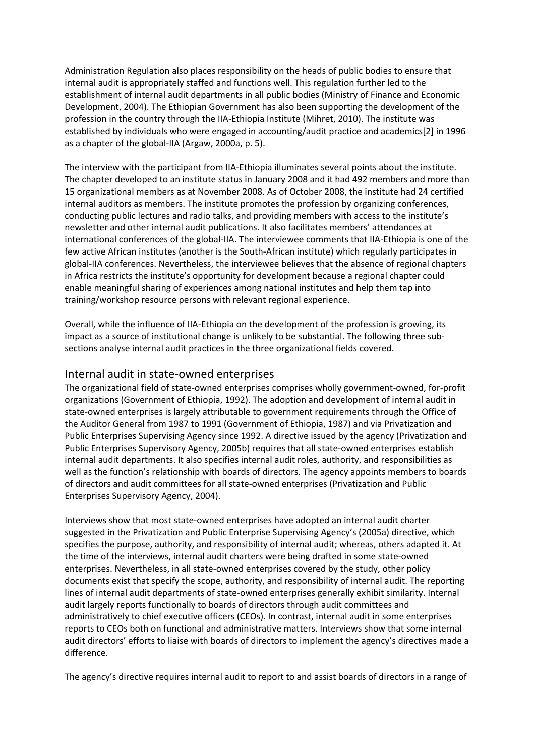Administration Regulation also places responsibility on the heads of public bodies to ensure that internal audit is appropriately staffed and functions well. This regulation further led to the establishment of internal audit departments in all public bodies (Ministry of Finance and Economic Development, 2004). The Ethiopian Government has also been supporting the development of the profession in the country through the IIA-Ethiopia Institute (Mihret, 2010). The institute was established by individuals who were engaged in accounting/audit practice and academics[2] in 1996 as a chapter of the global-IIA (Argaw, 2000a, p. 5).

The interview with the participant from IIA-Ethiopia illuminates several points about the institute. The chapter developed to an institute status in January 2008 and it had 492 members and more than 15 organizational members as at November 2008. As of October 2008, the institute had 24 certified internal auditors as members. The institute promotes the profession by organizing conferences, conducting public lectures and radio talks, and providing members with access to the institute's newsletter and other internal audit publications. It also facilitates members' attendances at international conferences of the global-IIA. The interviewee comments that IIA-Ethiopia is one of the few active African institutes (another is the South-African institute) which regularly participates in global-IIA conferences. Nevertheless, the interviewee believes that the absence of regional chapters in Africa restricts the institute's opportunity for development because a regional chapter could enable meaningful sharing of experiences among national institutes and help them tap into training/workshop resource persons with relevant regional experience.

Overall, while the influence of IIA-Ethiopia on the development of the profession is growing, its impact as a source of institutional change is unlikely to be substantial. The following three sub-sections analyse internal audit practices in the three organizational fields covered.

## Internal audit in state-owned enterprises

The organizational field of state-owned enterprises comprises wholly government-owned, for-profit organizations (Government of Ethiopia, 1992). The adoption and development of internal audit in state-owned enterprises is largely attributable to government requirements through the Office of the Auditor General from 1987 to 1991 (Government of Ethiopia, 1987) and via Privatization and Public Enterprises Supervising Agency since 1992. A directive issued by the agency (Privatization and Public Enterprises Supervisory Agency, 2005b) requires that all state-owned enterprises establish internal audit departments. It also specifies internal audit roles, authority, and responsibilities as well as the function's relationship with boards of directors. The agency appoints members to boards of directors and audit committees for all state-owned enterprises (Privatization and Public Enterprises Supervisory Agency, 2004).

Interviews show that most state-owned enterprises have adopted an internal audit charter suggested in the Privatization and Public Enterprise Supervising Agency's (2005a) directive, which specifies the purpose, authority, and responsibility of internal audit; whereas, others adapted it. At the time of the interviews, internal audit charters were being drafted in some state-owned enterprises. Nevertheless, in all state-owned enterprises covered by the study, other policy documents exist that specify the scope, authority, and responsibility of internal audit. The reporting lines of internal audit departments of state-owned enterprises generally exhibit similarity. Internal audit largely reports functionally to boards of directors through audit committees and administratively to chief executive officers (CEOs). In contrast, internal audit in some enterprises reports to CEOs both on functional and administrative matters. Interviews show that some internal audit directors' efforts to liaise with boards of directors to implement the agency's directives made a difference.

The agency's directive requires internal audit to report to and assist boards of directors in a range of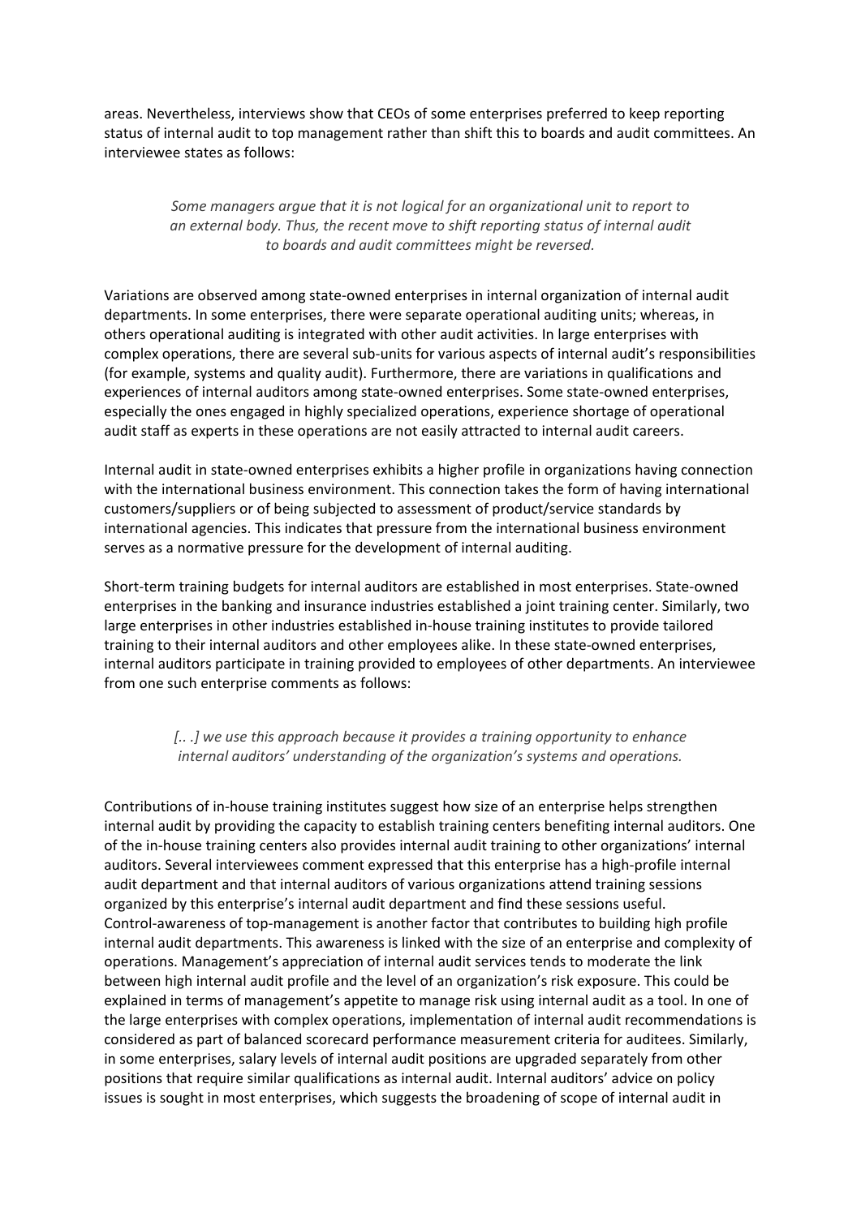areas. Nevertheless, interviews show that CEOs of some enterprises preferred to keep reporting status of internal audit to top management rather than shift this to boards and audit committees. An interviewee states as follows:

> *Some managers argue that it is not logical for an organizational unit to report to an external body. Thus, the recent move to shift reporting status of internal audit to boards and audit committees might be reversed.*

Variations are observed among state-owned enterprises in internal organization of internal audit departments. In some enterprises, there were separate operational auditing units; whereas, in others operational auditing is integrated with other audit activities. In large enterprises with complex operations, there are several sub-units for various aspects of internal audit's responsibilities (for example, systems and quality audit). Furthermore, there are variations in qualifications and experiences of internal auditors among state-owned enterprises. Some state-owned enterprises, especially the ones engaged in highly specialized operations, experience shortage of operational audit staff as experts in these operations are not easily attracted to internal audit careers.

Internal audit in state-owned enterprises exhibits a higher profile in organizations having connection with the international business environment. This connection takes the form of having international customers/suppliers or of being subjected to assessment of product/service standards by international agencies. This indicates that pressure from the international business environment serves as a normative pressure for the development of internal auditing.

Short-term training budgets for internal auditors are established in most enterprises. State-owned enterprises in the banking and insurance industries established a joint training center. Similarly, two large enterprises in other industries established in-house training institutes to provide tailored training to their internal auditors and other employees alike. In these state-owned enterprises, internal auditors participate in training provided to employees of other departments. An interviewee from one such enterprise comments as follows:

> *[.. .] we use this approach because it provides a training opportunity to enhance internal auditors' understanding of the organization's systems and operations.*

Contributions of in-house training institutes suggest how size of an enterprise helps strengthen internal audit by providing the capacity to establish training centers benefiting internal auditors. One of the in-house training centers also provides internal audit training to other organizations' internal auditors. Several interviewees comment expressed that this enterprise has a high-profile internal audit department and that internal auditors of various organizations attend training sessions organized by this enterprise's internal audit department and find these sessions useful. Control-awareness of top-management is another factor that contributes to building high profile internal audit departments. This awareness is linked with the size of an enterprise and complexity of operations. Management's appreciation of internal audit services tends to moderate the link between high internal audit profile and the level of an organization's risk exposure. This could be explained in terms of management's appetite to manage risk using internal audit as a tool. In one of the large enterprises with complex operations, implementation of internal audit recommendations is considered as part of balanced scorecard performance measurement criteria for auditees. Similarly, in some enterprises, salary levels of internal audit positions are upgraded separately from other positions that require similar qualifications as internal audit. Internal auditors' advice on policy issues is sought in most enterprises, which suggests the broadening of scope of internal audit in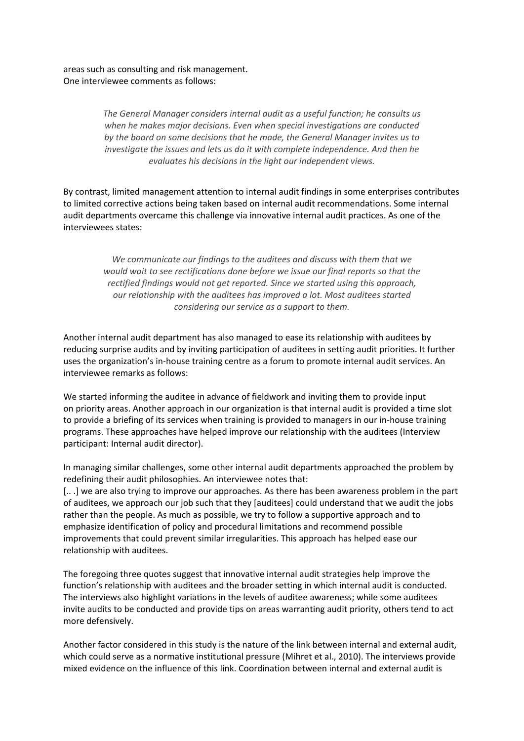areas such as consulting and risk management.
One interviewee comments as follows:

> *The General Manager considers internal audit as a useful function; he consults us when he makes major decisions. Even when special investigations are conducted by the board on some decisions that he made, the General Manager invites us to investigate the issues and lets us do it with complete independence. And then he evaluates his decisions in the light our independent views.*

By contrast, limited management attention to internal audit findings in some enterprises contributes to limited corrective actions being taken based on internal audit recommendations. Some internal audit departments overcame this challenge via innovative internal audit practices. As one of the interviewees states:

> *We communicate our findings to the auditees and discuss with them that we would wait to see rectifications done before we issue our final reports so that the rectified findings would not get reported. Since we started using this approach, our relationship with the auditees has improved a lot. Most auditees started considering our service as a support to them.*

Another internal audit department has also managed to ease its relationship with auditees by reducing surprise audits and by inviting participation of auditees in setting audit priorities. It further uses the organization's in-house training centre as a forum to promote internal audit services. An interviewee remarks as follows:

We started informing the auditee in advance of fieldwork and inviting them to provide input on priority areas. Another approach in our organization is that internal audit is provided a time slot to provide a briefing of its services when training is provided to managers in our in-house training programs. These approaches have helped improve our relationship with the auditees (Interview participant: Internal audit director).

In managing similar challenges, some other internal audit departments approached the problem by redefining their audit philosophies. An interviewee notes that:
[.. .] we are also trying to improve our approaches. As there has been awareness problem in the part of auditees, we approach our job such that they [auditees] could understand that we audit the jobs rather than the people. As much as possible, we try to follow a supportive approach and to emphasize identification of policy and procedural limitations and recommend possible improvements that could prevent similar irregularities. This approach has helped ease our relationship with auditees.

The foregoing three quotes suggest that innovative internal audit strategies help improve the function's relationship with auditees and the broader setting in which internal audit is conducted. The interviews also highlight variations in the levels of auditee awareness; while some auditees invite audits to be conducted and provide tips on areas warranting audit priority, others tend to act more defensively.

Another factor considered in this study is the nature of the link between internal and external audit, which could serve as a normative institutional pressure (Mihret et al., 2010). The interviews provide mixed evidence on the influence of this link. Coordination between internal and external audit is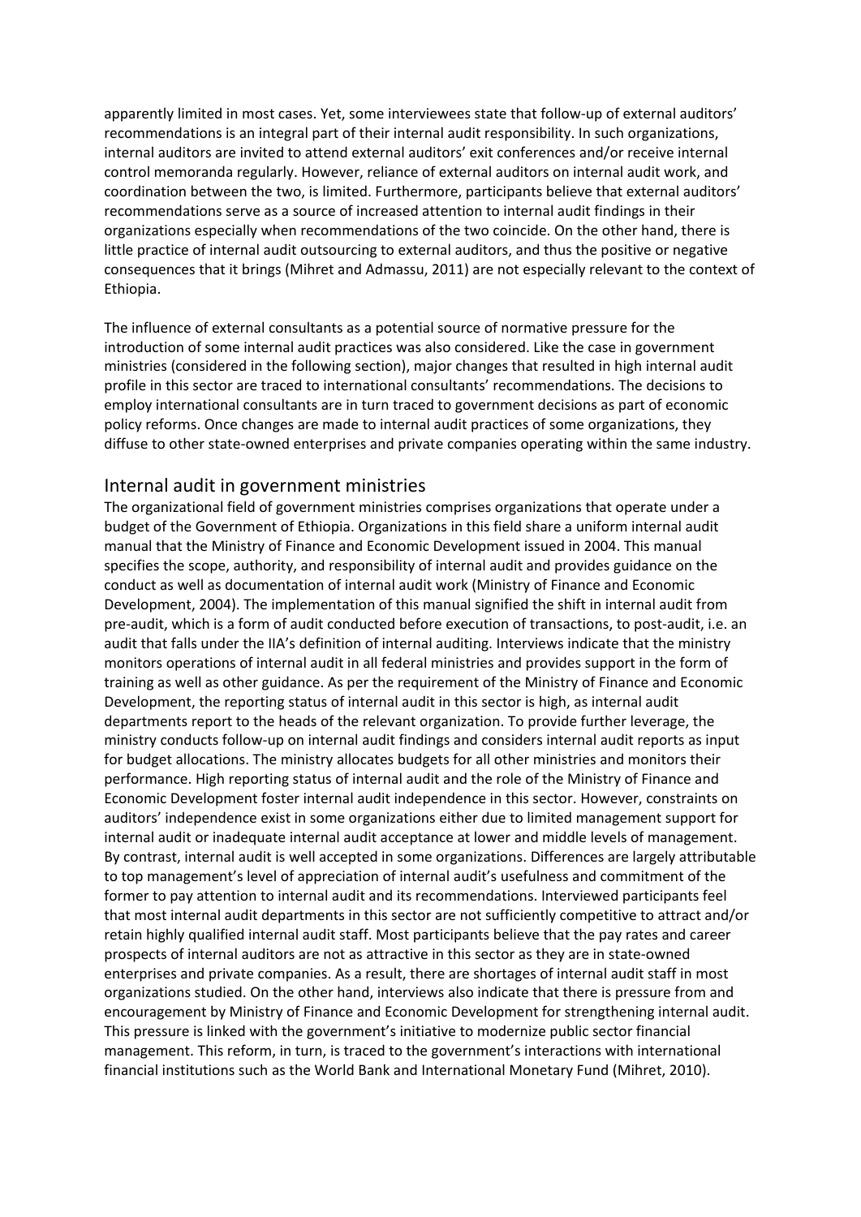apparently limited in most cases. Yet, some interviewees state that follow-up of external auditors' recommendations is an integral part of their internal audit responsibility. In such organizations, internal auditors are invited to attend external auditors' exit conferences and/or receive internal control memoranda regularly. However, reliance of external auditors on internal audit work, and coordination between the two, is limited. Furthermore, participants believe that external auditors' recommendations serve as a source of increased attention to internal audit findings in their organizations especially when recommendations of the two coincide. On the other hand, there is little practice of internal audit outsourcing to external auditors, and thus the positive or negative consequences that it brings (Mihret and Admassu, 2011) are not especially relevant to the context of Ethiopia.

The influence of external consultants as a potential source of normative pressure for the introduction of some internal audit practices was also considered. Like the case in government ministries (considered in the following section), major changes that resulted in high internal audit profile in this sector are traced to international consultants' recommendations. The decisions to employ international consultants are in turn traced to government decisions as part of economic policy reforms. Once changes are made to internal audit practices of some organizations, they diffuse to other state-owned enterprises and private companies operating within the same industry.

## Internal audit in government ministries

The organizational field of government ministries comprises organizations that operate under a budget of the Government of Ethiopia. Organizations in this field share a uniform internal audit manual that the Ministry of Finance and Economic Development issued in 2004. This manual specifies the scope, authority, and responsibility of internal audit and provides guidance on the conduct as well as documentation of internal audit work (Ministry of Finance and Economic Development, 2004). The implementation of this manual signified the shift in internal audit from pre-audit, which is a form of audit conducted before execution of transactions, to post-audit, i.e. an audit that falls under the IIA's definition of internal auditing. Interviews indicate that the ministry monitors operations of internal audit in all federal ministries and provides support in the form of training as well as other guidance. As per the requirement of the Ministry of Finance and Economic Development, the reporting status of internal audit in this sector is high, as internal audit departments report to the heads of the relevant organization. To provide further leverage, the ministry conducts follow-up on internal audit findings and considers internal audit reports as input for budget allocations. The ministry allocates budgets for all other ministries and monitors their performance. High reporting status of internal audit and the role of the Ministry of Finance and Economic Development foster internal audit independence in this sector. However, constraints on auditors' independence exist in some organizations either due to limited management support for internal audit or inadequate internal audit acceptance at lower and middle levels of management. By contrast, internal audit is well accepted in some organizations. Differences are largely attributable to top management's level of appreciation of internal audit's usefulness and commitment of the former to pay attention to internal audit and its recommendations. Interviewed participants feel that most internal audit departments in this sector are not sufficiently competitive to attract and/or retain highly qualified internal audit staff. Most participants believe that the pay rates and career prospects of internal auditors are not as attractive in this sector as they are in state-owned enterprises and private companies. As a result, there are shortages of internal audit staff in most organizations studied. On the other hand, interviews also indicate that there is pressure from and encouragement by Ministry of Finance and Economic Development for strengthening internal audit. This pressure is linked with the government's initiative to modernize public sector financial management. This reform, in turn, is traced to the government's interactions with international financial institutions such as the World Bank and International Monetary Fund (Mihret, 2010).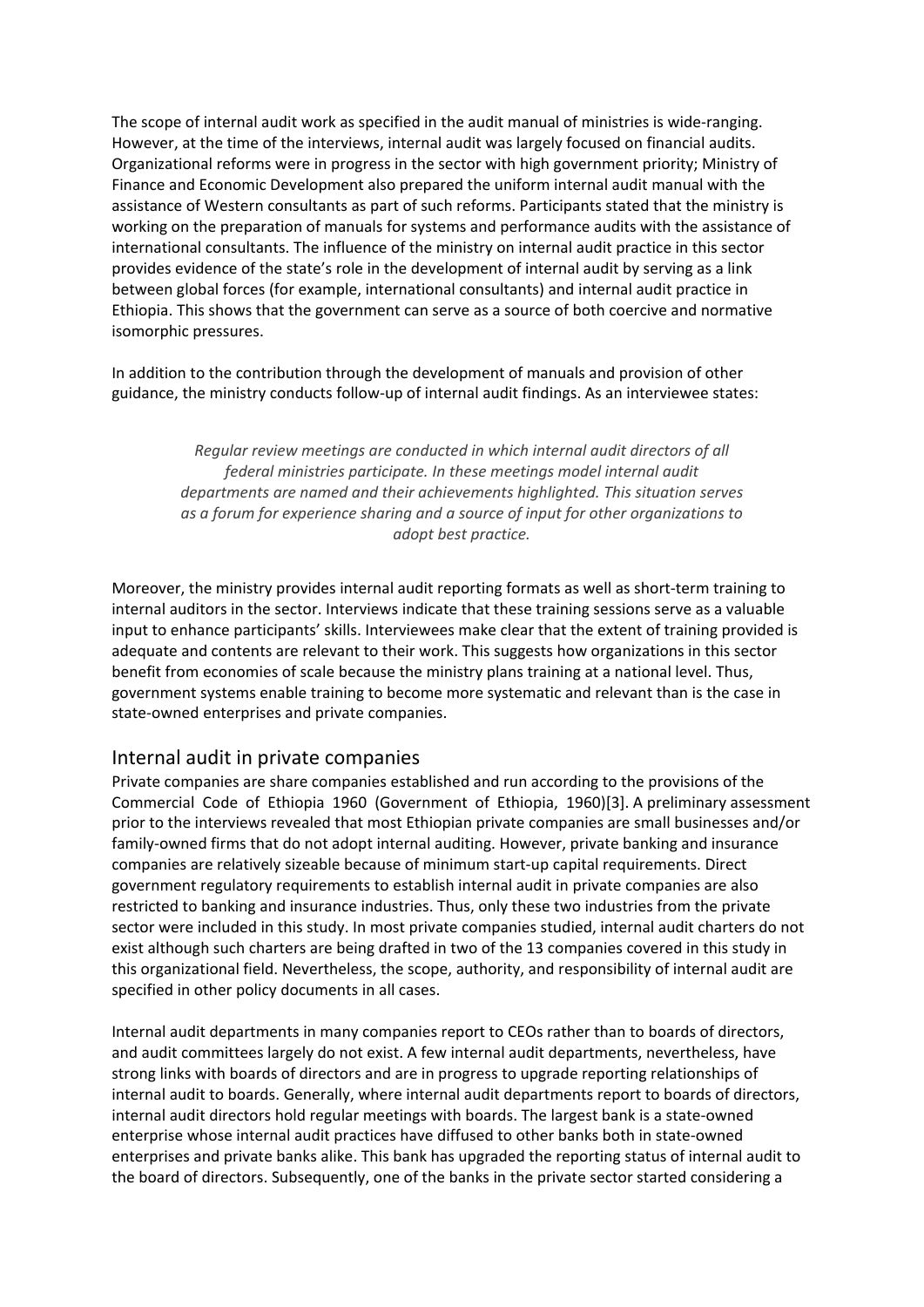The scope of internal audit work as specified in the audit manual of ministries is wide-ranging. However, at the time of the interviews, internal audit was largely focused on financial audits. Organizational reforms were in progress in the sector with high government priority; Ministry of Finance and Economic Development also prepared the uniform internal audit manual with the assistance of Western consultants as part of such reforms. Participants stated that the ministry is working on the preparation of manuals for systems and performance audits with the assistance of international consultants. The influence of the ministry on internal audit practice in this sector provides evidence of the state's role in the development of internal audit by serving as a link between global forces (for example, international consultants) and internal audit practice in Ethiopia. This shows that the government can serve as a source of both coercive and normative isomorphic pressures.

In addition to the contribution through the development of manuals and provision of other guidance, the ministry conducts follow-up of internal audit findings. As an interviewee states:

> *Regular review meetings are conducted in which internal audit directors of all federal ministries participate. In these meetings model internal audit departments are named and their achievements highlighted. This situation serves as a forum for experience sharing and a source of input for other organizations to adopt best practice.*

Moreover, the ministry provides internal audit reporting formats as well as short-term training to internal auditors in the sector. Interviews indicate that these training sessions serve as a valuable input to enhance participants' skills. Interviewees make clear that the extent of training provided is adequate and contents are relevant to their work. This suggests how organizations in this sector benefit from economies of scale because the ministry plans training at a national level. Thus, government systems enable training to become more systematic and relevant than is the case in state-owned enterprises and private companies.

## Internal audit in private companies

Private companies are share companies established and run according to the provisions of the Commercial Code of Ethiopia 1960 (Government of Ethiopia, 1960)[3]. A preliminary assessment prior to the interviews revealed that most Ethiopian private companies are small businesses and/or family-owned firms that do not adopt internal auditing. However, private banking and insurance companies are relatively sizeable because of minimum start-up capital requirements. Direct government regulatory requirements to establish internal audit in private companies are also restricted to banking and insurance industries. Thus, only these two industries from the private sector were included in this study. In most private companies studied, internal audit charters do not exist although such charters are being drafted in two of the 13 companies covered in this study in this organizational field. Nevertheless, the scope, authority, and responsibility of internal audit are specified in other policy documents in all cases.

Internal audit departments in many companies report to CEOs rather than to boards of directors, and audit committees largely do not exist. A few internal audit departments, nevertheless, have strong links with boards of directors and are in progress to upgrade reporting relationships of internal audit to boards. Generally, where internal audit departments report to boards of directors, internal audit directors hold regular meetings with boards. The largest bank is a state-owned enterprise whose internal audit practices have diffused to other banks both in state-owned enterprises and private banks alike. This bank has upgraded the reporting status of internal audit to the board of directors. Subsequently, one of the banks in the private sector started considering a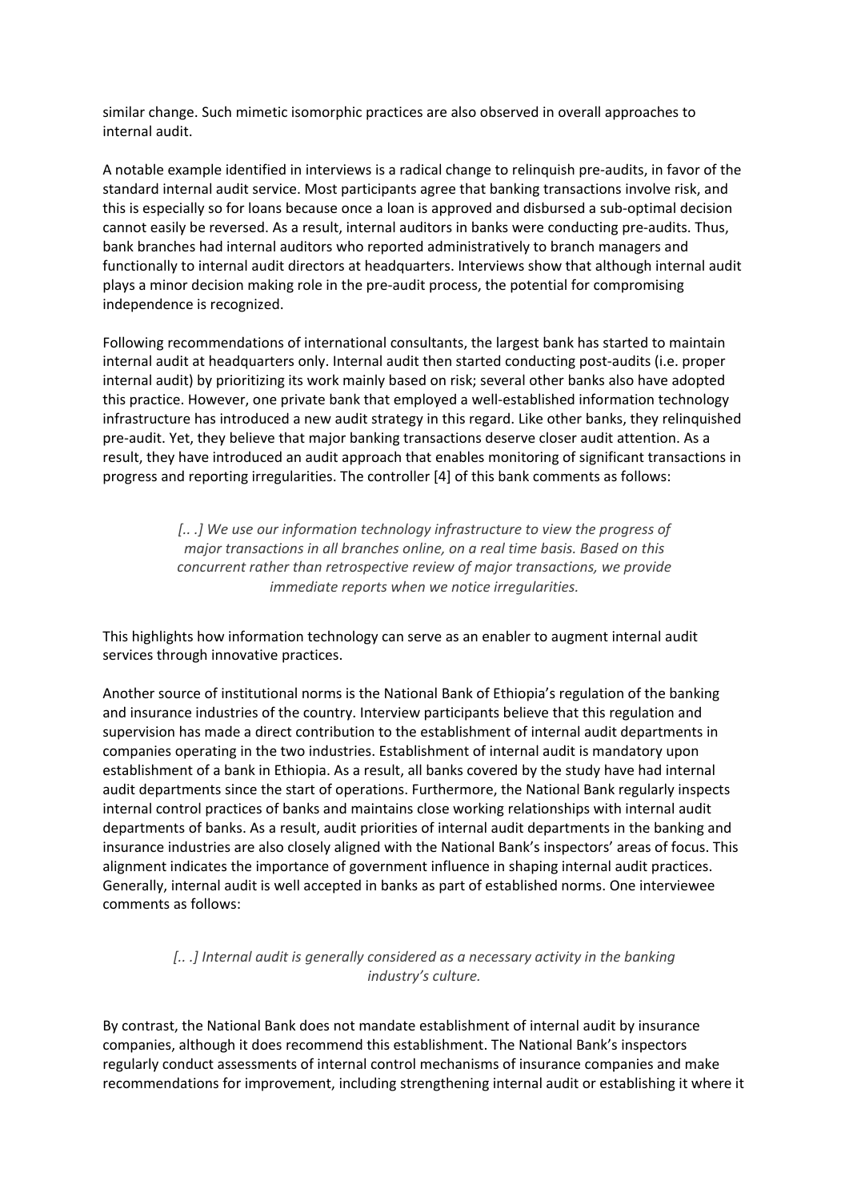similar change. Such mimetic isomorphic practices are also observed in overall approaches to internal audit.

A notable example identified in interviews is a radical change to relinquish pre-audits, in favor of the standard internal audit service. Most participants agree that banking transactions involve risk, and this is especially so for loans because once a loan is approved and disbursed a sub-optimal decision cannot easily be reversed. As a result, internal auditors in banks were conducting pre-audits. Thus, bank branches had internal auditors who reported administratively to branch managers and functionally to internal audit directors at headquarters. Interviews show that although internal audit plays a minor decision making role in the pre-audit process, the potential for compromising independence is recognized.

Following recommendations of international consultants, the largest bank has started to maintain internal audit at headquarters only. Internal audit then started conducting post-audits (i.e. proper internal audit) by prioritizing its work mainly based on risk; several other banks also have adopted this practice. However, one private bank that employed a well-established information technology infrastructure has introduced a new audit strategy in this regard. Like other banks, they relinquished pre-audit. Yet, they believe that major banking transactions deserve closer audit attention. As a result, they have introduced an audit approach that enables monitoring of significant transactions in progress and reporting irregularities. The controller [4] of this bank comments as follows:

> *[.. .] We use our information technology infrastructure to view the progress of major transactions in all branches online, on a real time basis. Based on this concurrent rather than retrospective review of major transactions, we provide immediate reports when we notice irregularities.*

This highlights how information technology can serve as an enabler to augment internal audit services through innovative practices.

Another source of institutional norms is the National Bank of Ethiopia's regulation of the banking and insurance industries of the country. Interview participants believe that this regulation and supervision has made a direct contribution to the establishment of internal audit departments in companies operating in the two industries. Establishment of internal audit is mandatory upon establishment of a bank in Ethiopia. As a result, all banks covered by the study have had internal audit departments since the start of operations. Furthermore, the National Bank regularly inspects internal control practices of banks and maintains close working relationships with internal audit departments of banks. As a result, audit priorities of internal audit departments in the banking and insurance industries are also closely aligned with the National Bank's inspectors' areas of focus. This alignment indicates the importance of government influence in shaping internal audit practices. Generally, internal audit is well accepted in banks as part of established norms. One interviewee comments as follows:

> *[.. .] Internal audit is generally considered as a necessary activity in the banking industry's culture.*

By contrast, the National Bank does not mandate establishment of internal audit by insurance companies, although it does recommend this establishment. The National Bank's inspectors regularly conduct assessments of internal control mechanisms of insurance companies and make recommendations for improvement, including strengthening internal audit or establishing it where it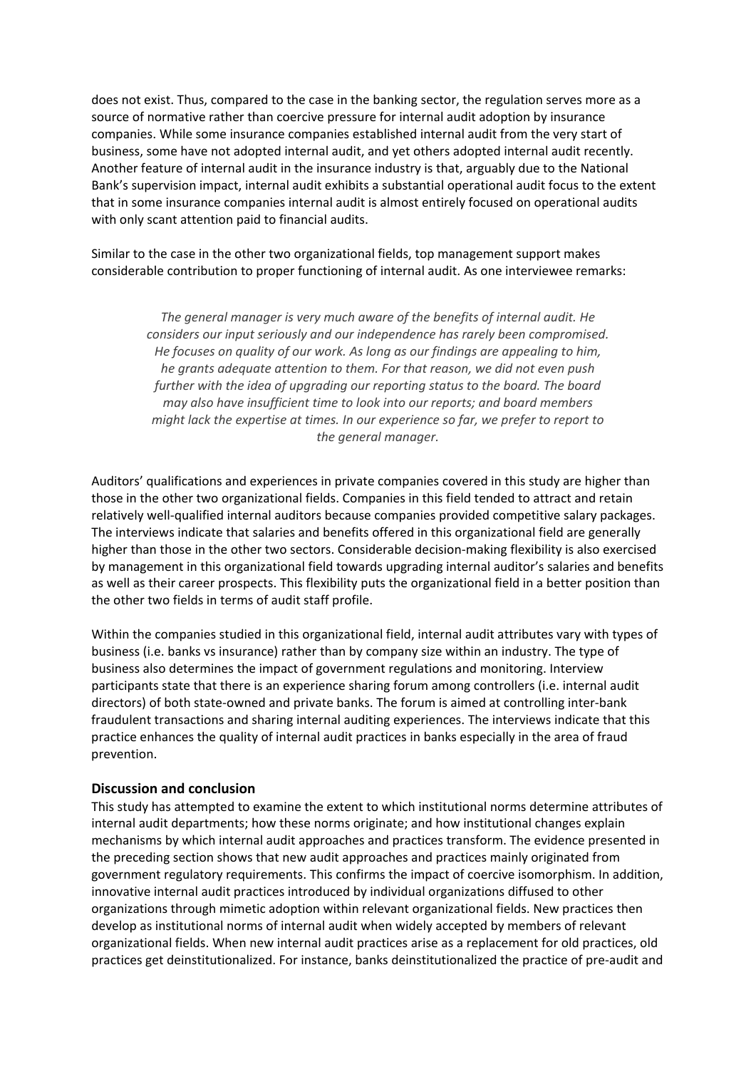does not exist. Thus, compared to the case in the banking sector, the regulation serves more as a source of normative rather than coercive pressure for internal audit adoption by insurance companies. While some insurance companies established internal audit from the very start of business, some have not adopted internal audit, and yet others adopted internal audit recently. Another feature of internal audit in the insurance industry is that, arguably due to the National Bank's supervision impact, internal audit exhibits a substantial operational audit focus to the extent that in some insurance companies internal audit is almost entirely focused on operational audits with only scant attention paid to financial audits.

Similar to the case in the other two organizational fields, top management support makes considerable contribution to proper functioning of internal audit. As one interviewee remarks:

> *The general manager is very much aware of the benefits of internal audit. He considers our input seriously and our independence has rarely been compromised. He focuses on quality of our work. As long as our findings are appealing to him, he grants adequate attention to them. For that reason, we did not even push further with the idea of upgrading our reporting status to the board. The board may also have insufficient time to look into our reports; and board members might lack the expertise at times. In our experience so far, we prefer to report to the general manager.*

Auditors' qualifications and experiences in private companies covered in this study are higher than those in the other two organizational fields. Companies in this field tended to attract and retain relatively well-qualified internal auditors because companies provided competitive salary packages. The interviews indicate that salaries and benefits offered in this organizational field are generally higher than those in the other two sectors. Considerable decision-making flexibility is also exercised by management in this organizational field towards upgrading internal auditor's salaries and benefits as well as their career prospects. This flexibility puts the organizational field in a better position than the other two fields in terms of audit staff profile.

Within the companies studied in this organizational field, internal audit attributes vary with types of business (i.e. banks vs insurance) rather than by company size within an industry. The type of business also determines the impact of government regulations and monitoring. Interview participants state that there is an experience sharing forum among controllers (i.e. internal audit directors) of both state-owned and private banks. The forum is aimed at controlling inter-bank fraudulent transactions and sharing internal auditing experiences. The interviews indicate that this practice enhances the quality of internal audit practices in banks especially in the area of fraud prevention.

## Discussion and conclusion

This study has attempted to examine the extent to which institutional norms determine attributes of internal audit departments; how these norms originate; and how institutional changes explain mechanisms by which internal audit approaches and practices transform. The evidence presented in the preceding section shows that new audit approaches and practices mainly originated from government regulatory requirements. This confirms the impact of coercive isomorphism. In addition, innovative internal audit practices introduced by individual organizations diffused to other organizations through mimetic adoption within relevant organizational fields. New practices then develop as institutional norms of internal audit when widely accepted by members of relevant organizational fields. When new internal audit practices arise as a replacement for old practices, old practices get deinstitutionalized. For instance, banks deinstitutionalized the practice of pre-audit and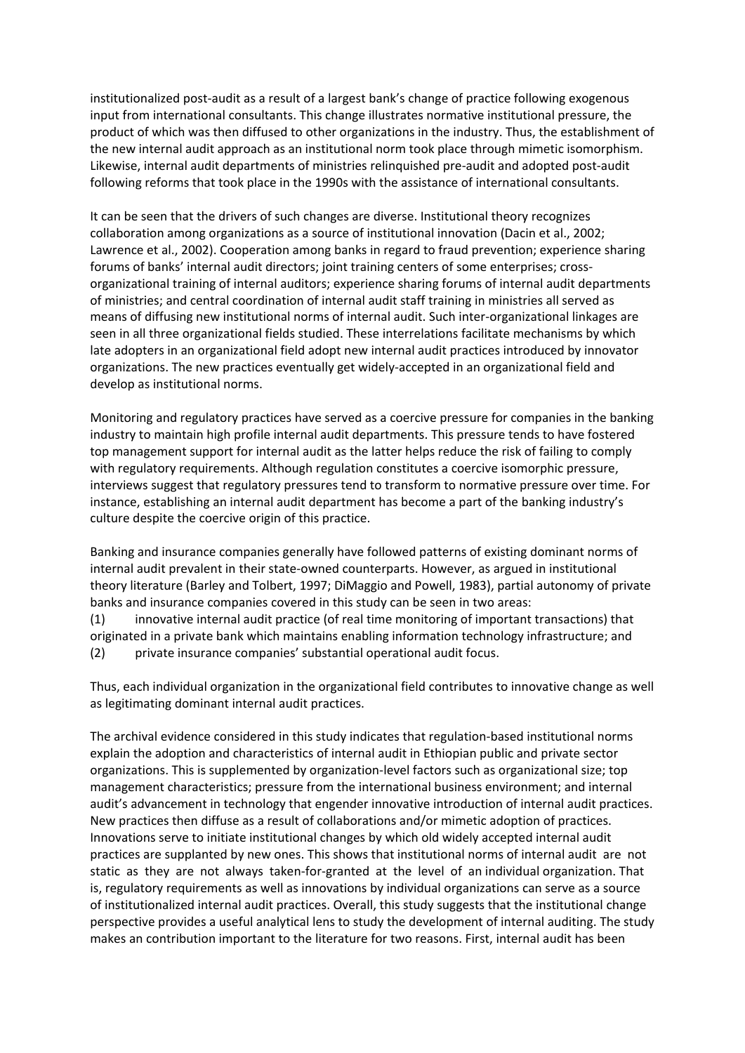institutionalized post-audit as a result of a largest bank's change of practice following exogenous input from international consultants. This change illustrates normative institutional pressure, the product of which was then diffused to other organizations in the industry. Thus, the establishment of the new internal audit approach as an institutional norm took place through mimetic isomorphism. Likewise, internal audit departments of ministries relinquished pre-audit and adopted post-audit following reforms that took place in the 1990s with the assistance of international consultants.

It can be seen that the drivers of such changes are diverse. Institutional theory recognizes collaboration among organizations as a source of institutional innovation (Dacin et al., 2002; Lawrence et al., 2002). Cooperation among banks in regard to fraud prevention; experience sharing forums of banks' internal audit directors; joint training centers of some enterprises; cross-organizational training of internal auditors; experience sharing forums of internal audit departments of ministries; and central coordination of internal audit staff training in ministries all served as means of diffusing new institutional norms of internal audit. Such inter-organizational linkages are seen in all three organizational fields studied. These interrelations facilitate mechanisms by which late adopters in an organizational field adopt new internal audit practices introduced by innovator organizations. The new practices eventually get widely-accepted in an organizational field and develop as institutional norms.

Monitoring and regulatory practices have served as a coercive pressure for companies in the banking industry to maintain high profile internal audit departments. This pressure tends to have fostered top management support for internal audit as the latter helps reduce the risk of failing to comply with regulatory requirements. Although regulation constitutes a coercive isomorphic pressure, interviews suggest that regulatory pressures tend to transform to normative pressure over time. For instance, establishing an internal audit department has become a part of the banking industry's culture despite the coercive origin of this practice.

Banking and insurance companies generally have followed patterns of existing dominant norms of internal audit prevalent in their state-owned counterparts. However, as argued in institutional theory literature (Barley and Tolbert, 1997; DiMaggio and Powell, 1983), partial autonomy of private banks and insurance companies covered in this study can be seen in two areas:

(1) innovative internal audit practice (of real time monitoring of important transactions) that originated in a private bank which maintains enabling information technology infrastructure; and

(2) private insurance companies' substantial operational audit focus.

Thus, each individual organization in the organizational field contributes to innovative change as well as legitimating dominant internal audit practices.

The archival evidence considered in this study indicates that regulation-based institutional norms explain the adoption and characteristics of internal audit in Ethiopian public and private sector organizations. This is supplemented by organization-level factors such as organizational size; top management characteristics; pressure from the international business environment; and internal audit's advancement in technology that engender innovative introduction of internal audit practices. New practices then diffuse as a result of collaborations and/or mimetic adoption of practices. Innovations serve to initiate institutional changes by which old widely accepted internal audit practices are supplanted by new ones. This shows that institutional norms of internal audit are not static as they are not always taken-for-granted at the level of an individual organization. That is, regulatory requirements as well as innovations by individual organizations can serve as a source of institutionalized internal audit practices. Overall, this study suggests that the institutional change perspective provides a useful analytical lens to study the development of internal auditing. The study makes an contribution important to the literature for two reasons. First, internal audit has been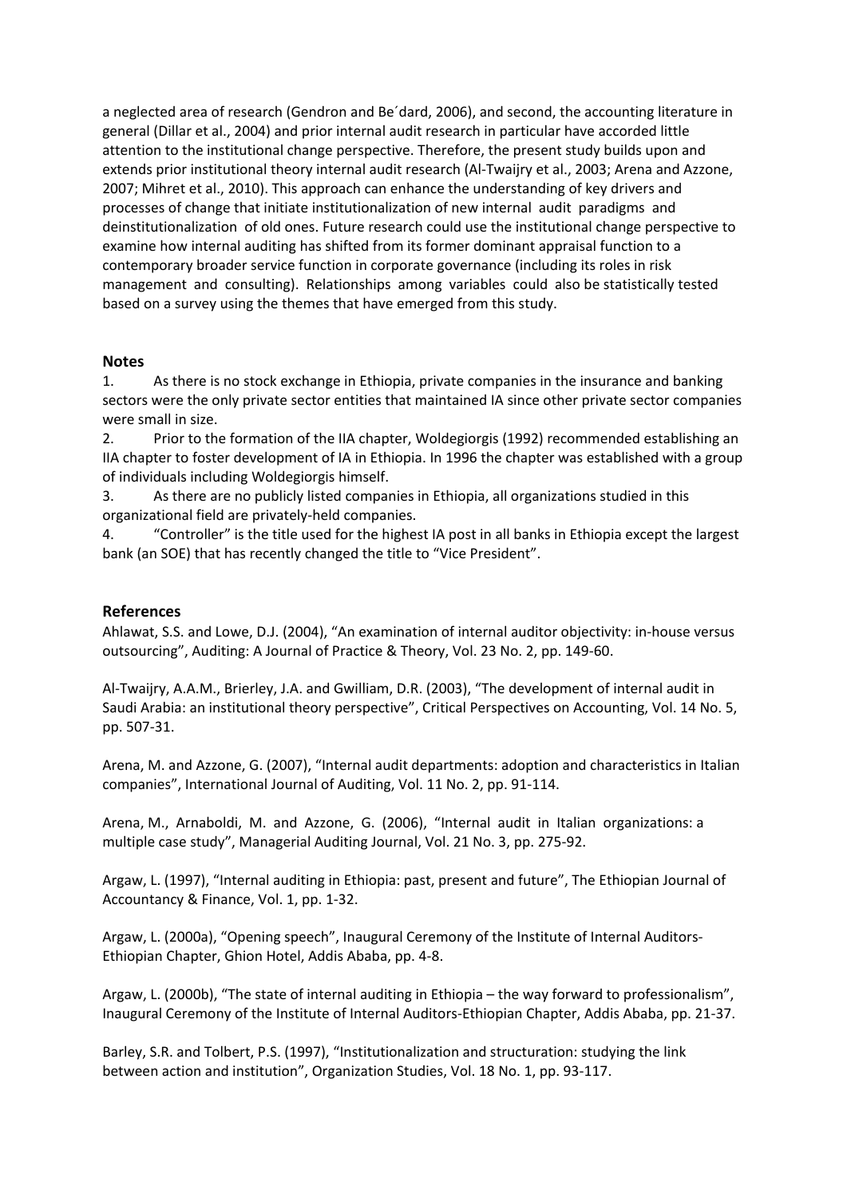a neglected area of research (Gendron and Be´dard, 2006), and second, the accounting literature in general (Dillar et al., 2004) and prior internal audit research in particular have accorded little attention to the institutional change perspective. Therefore, the present study builds upon and extends prior institutional theory internal audit research (Al-Twaijry et al., 2003; Arena and Azzone, 2007; Mihret et al., 2010). This approach can enhance the understanding of key drivers and processes of change that initiate institutionalization of new internal audit paradigms and deinstitutionalization of old ones. Future research could use the institutional change perspective to examine how internal auditing has shifted from its former dominant appraisal function to a contemporary broader service function in corporate governance (including its roles in risk management and consulting). Relationships among variables could also be statistically tested based on a survey using the themes that have emerged from this study.

## Notes

1. As there is no stock exchange in Ethiopia, private companies in the insurance and banking sectors were the only private sector entities that maintained IA since other private sector companies were small in size.
2. Prior to the formation of the IIA chapter, Woldegiorgis (1992) recommended establishing an IIA chapter to foster development of IA in Ethiopia. In 1996 the chapter was established with a group of individuals including Woldegiorgis himself.
3. As there are no publicly listed companies in Ethiopia, all organizations studied in this organizational field are privately-held companies.
4. "Controller" is the title used for the highest IA post in all banks in Ethiopia except the largest bank (an SOE) that has recently changed the title to "Vice President".

## References

Ahlawat, S.S. and Lowe, D.J. (2004), "An examination of internal auditor objectivity: in-house versus outsourcing", Auditing: A Journal of Practice & Theory, Vol. 23 No. 2, pp. 149-60.

Al-Twaijry, A.A.M., Brierley, J.A. and Gwilliam, D.R. (2003), "The development of internal audit in Saudi Arabia: an institutional theory perspective", Critical Perspectives on Accounting, Vol. 14 No. 5, pp. 507-31.

Arena, M. and Azzone, G. (2007), "Internal audit departments: adoption and characteristics in Italian companies", International Journal of Auditing, Vol. 11 No. 2, pp. 91-114.

Arena, M., Arnaboldi, M. and Azzone, G. (2006), "Internal audit in Italian organizations: a multiple case study", Managerial Auditing Journal, Vol. 21 No. 3, pp. 275-92.

Argaw, L. (1997), "Internal auditing in Ethiopia: past, present and future", The Ethiopian Journal of Accountancy & Finance, Vol. 1, pp. 1-32.

Argaw, L. (2000a), "Opening speech", Inaugural Ceremony of the Institute of Internal Auditors-Ethiopian Chapter, Ghion Hotel, Addis Ababa, pp. 4-8.

Argaw, L. (2000b), "The state of internal auditing in Ethiopia – the way forward to professionalism", Inaugural Ceremony of the Institute of Internal Auditors-Ethiopian Chapter, Addis Ababa, pp. 21-37.

Barley, S.R. and Tolbert, P.S. (1997), "Institutionalization and structuration: studying the link between action and institution", Organization Studies, Vol. 18 No. 1, pp. 93-117.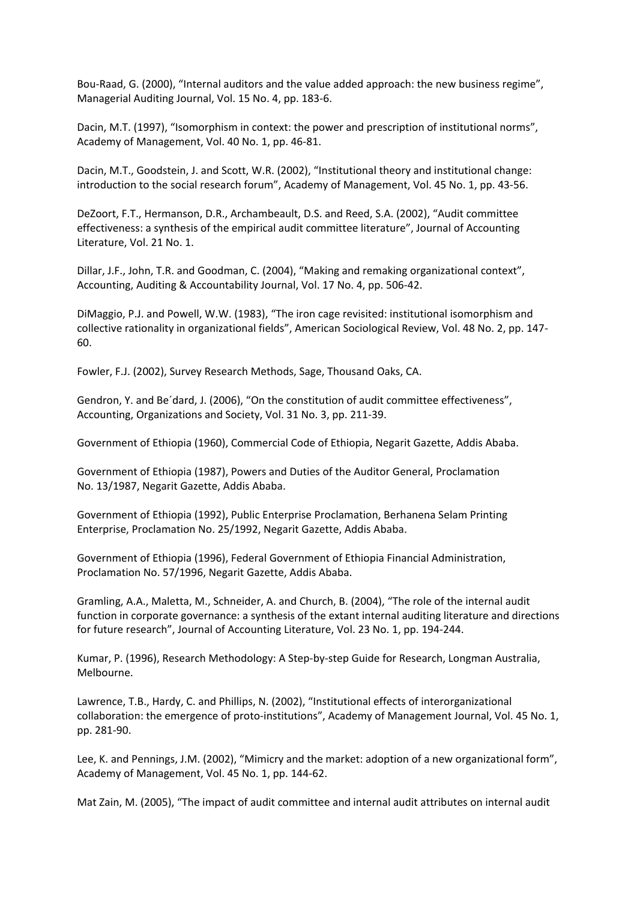Bou-Raad, G. (2000), "Internal auditors and the value added approach: the new business regime", Managerial Auditing Journal, Vol. 15 No. 4, pp. 183-6.

Dacin, M.T. (1997), "Isomorphism in context: the power and prescription of institutional norms", Academy of Management, Vol. 40 No. 1, pp. 46-81.

Dacin, M.T., Goodstein, J. and Scott, W.R. (2002), "Institutional theory and institutional change: introduction to the social research forum", Academy of Management, Vol. 45 No. 1, pp. 43-56.

DeZoort, F.T., Hermanson, D.R., Archambeault, D.S. and Reed, S.A. (2002), "Audit committee effectiveness: a synthesis of the empirical audit committee literature", Journal of Accounting Literature, Vol. 21 No. 1.

Dillar, J.F., John, T.R. and Goodman, C. (2004), "Making and remaking organizational context", Accounting, Auditing & Accountability Journal, Vol. 17 No. 4, pp. 506-42.

DiMaggio, P.J. and Powell, W.W. (1983), "The iron cage revisited: institutional isomorphism and collective rationality in organizational fields", American Sociological Review, Vol. 48 No. 2, pp. 147-60.

Fowler, F.J. (2002), Survey Research Methods, Sage, Thousand Oaks, CA.

Gendron, Y. and Be´dard, J. (2006), "On the constitution of audit committee effectiveness", Accounting, Organizations and Society, Vol. 31 No. 3, pp. 211-39.

Government of Ethiopia (1960), Commercial Code of Ethiopia, Negarit Gazette, Addis Ababa.

Government of Ethiopia (1987), Powers and Duties of the Auditor General, Proclamation No. 13/1987, Negarit Gazette, Addis Ababa.

Government of Ethiopia (1992), Public Enterprise Proclamation, Berhanena Selam Printing Enterprise, Proclamation No. 25/1992, Negarit Gazette, Addis Ababa.

Government of Ethiopia (1996), Federal Government of Ethiopia Financial Administration, Proclamation No. 57/1996, Negarit Gazette, Addis Ababa.

Gramling, A.A., Maletta, M., Schneider, A. and Church, B. (2004), "The role of the internal audit function in corporate governance: a synthesis of the extant internal auditing literature and directions for future research", Journal of Accounting Literature, Vol. 23 No. 1, pp. 194-244.

Kumar, P. (1996), Research Methodology: A Step-by-step Guide for Research, Longman Australia, Melbourne.

Lawrence, T.B., Hardy, C. and Phillips, N. (2002), "Institutional effects of interorganizational collaboration: the emergence of proto-institutions", Academy of Management Journal, Vol. 45 No. 1, pp. 281-90.

Lee, K. and Pennings, J.M. (2002), "Mimicry and the market: adoption of a new organizational form", Academy of Management, Vol. 45 No. 1, pp. 144-62.

Mat Zain, M. (2005), "The impact of audit committee and internal audit attributes on internal audit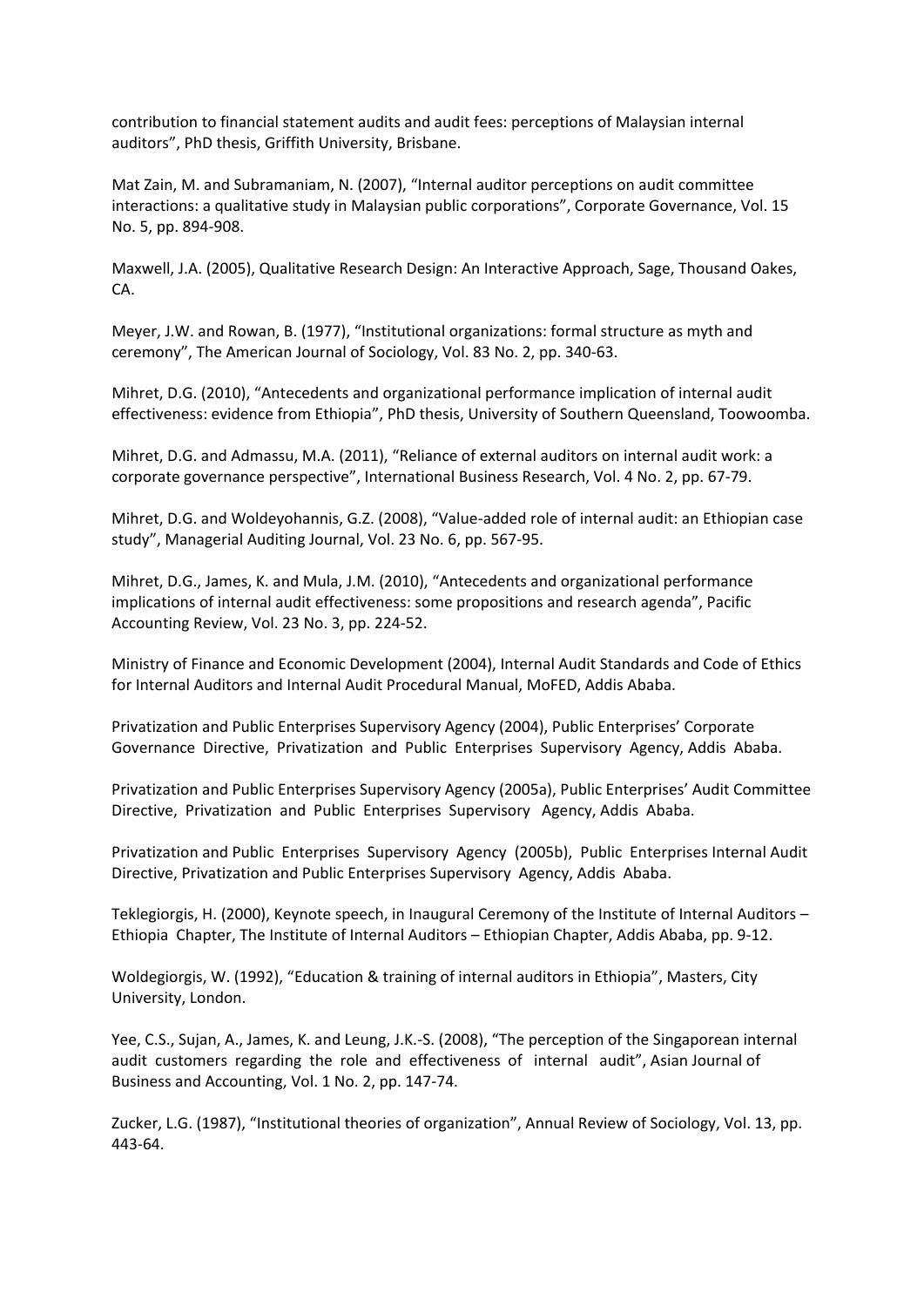contribution to financial statement audits and audit fees: perceptions of Malaysian internal auditors", PhD thesis, Griffith University, Brisbane.

Mat Zain, M. and Subramaniam, N. (2007), "Internal auditor perceptions on audit committee interactions: a qualitative study in Malaysian public corporations", Corporate Governance, Vol. 15 No. 5, pp. 894-908.

Maxwell, J.A. (2005), Qualitative Research Design: An Interactive Approach, Sage, Thousand Oakes, CA.

Meyer, J.W. and Rowan, B. (1977), "Institutional organizations: formal structure as myth and ceremony", The American Journal of Sociology, Vol. 83 No. 2, pp. 340-63.

Mihret, D.G. (2010), "Antecedents and organizational performance implication of internal audit effectiveness: evidence from Ethiopia", PhD thesis, University of Southern Queensland, Toowoomba.

Mihret, D.G. and Admassu, M.A. (2011), "Reliance of external auditors on internal audit work: a corporate governance perspective", International Business Research, Vol. 4 No. 2, pp. 67-79.

Mihret, D.G. and Woldeyohannis, G.Z. (2008), "Value-added role of internal audit: an Ethiopian case study", Managerial Auditing Journal, Vol. 23 No. 6, pp. 567-95.

Mihret, D.G., James, K. and Mula, J.M. (2010), "Antecedents and organizational performance implications of internal audit effectiveness: some propositions and research agenda", Pacific Accounting Review, Vol. 23 No. 3, pp. 224-52.

Ministry of Finance and Economic Development (2004), Internal Audit Standards and Code of Ethics for Internal Auditors and Internal Audit Procedural Manual, MoFED, Addis Ababa.

Privatization and Public Enterprises Supervisory Agency (2004), Public Enterprises' Corporate Governance Directive, Privatization and Public Enterprises Supervisory Agency, Addis Ababa.

Privatization and Public Enterprises Supervisory Agency (2005a), Public Enterprises' Audit Committee Directive, Privatization and Public Enterprises Supervisory Agency, Addis Ababa.

Privatization and Public Enterprises Supervisory Agency (2005b), Public Enterprises Internal Audit Directive, Privatization and Public Enterprises Supervisory Agency, Addis Ababa.

Teklegiorgis, H. (2000), Keynote speech, in Inaugural Ceremony of the Institute of Internal Auditors – Ethiopia Chapter, The Institute of Internal Auditors – Ethiopian Chapter, Addis Ababa, pp. 9-12.

Woldegiorgis, W. (1992), "Education & training of internal auditors in Ethiopia", Masters, City University, London.

Yee, C.S., Sujan, A., James, K. and Leung, J.K.-S. (2008), "The perception of the Singaporean internal audit customers regarding the role and effectiveness of internal audit", Asian Journal of Business and Accounting, Vol. 1 No. 2, pp. 147-74.

Zucker, L.G. (1987), "Institutional theories of organization", Annual Review of Sociology, Vol. 13, pp. 443-64.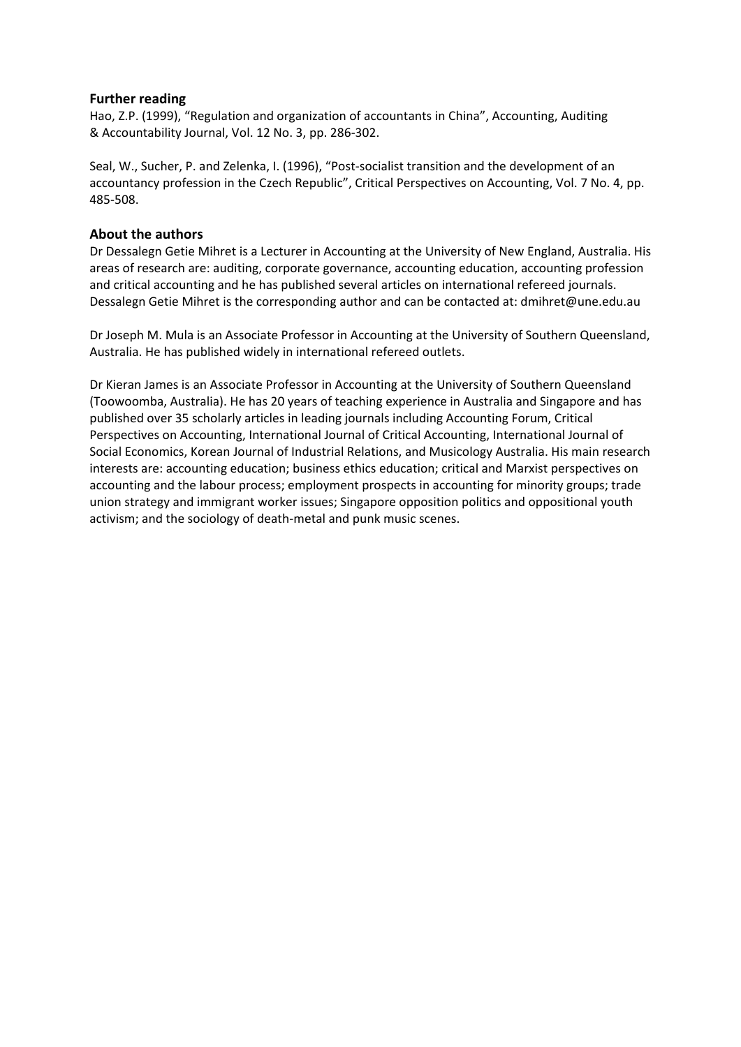## Further reading

Hao, Z.P. (1999), "Regulation and organization of accountants in China", Accounting, Auditing & Accountability Journal, Vol. 12 No. 3, pp. 286-302.

Seal, W., Sucher, P. and Zelenka, I. (1996), "Post-socialist transition and the development of an accountancy profession in the Czech Republic", Critical Perspectives on Accounting, Vol. 7 No. 4, pp. 485-508.

## About the authors

Dr Dessalegn Getie Mihret is a Lecturer in Accounting at the University of New England, Australia. His areas of research are: auditing, corporate governance, accounting education, accounting profession and critical accounting and he has published several articles on international refereed journals. Dessalegn Getie Mihret is the corresponding author and can be contacted at: dmihret@une.edu.au

Dr Joseph M. Mula is an Associate Professor in Accounting at the University of Southern Queensland, Australia. He has published widely in international refereed outlets.

Dr Kieran James is an Associate Professor in Accounting at the University of Southern Queensland (Toowoomba, Australia). He has 20 years of teaching experience in Australia and Singapore and has published over 35 scholarly articles in leading journals including Accounting Forum, Critical Perspectives on Accounting, International Journal of Critical Accounting, International Journal of Social Economics, Korean Journal of Industrial Relations, and Musicology Australia. His main research interests are: accounting education; business ethics education; critical and Marxist perspectives on accounting and the labour process; employment prospects in accounting for minority groups; trade union strategy and immigrant worker issues; Singapore opposition politics and oppositional youth activism; and the sociology of death-metal and punk music scenes.